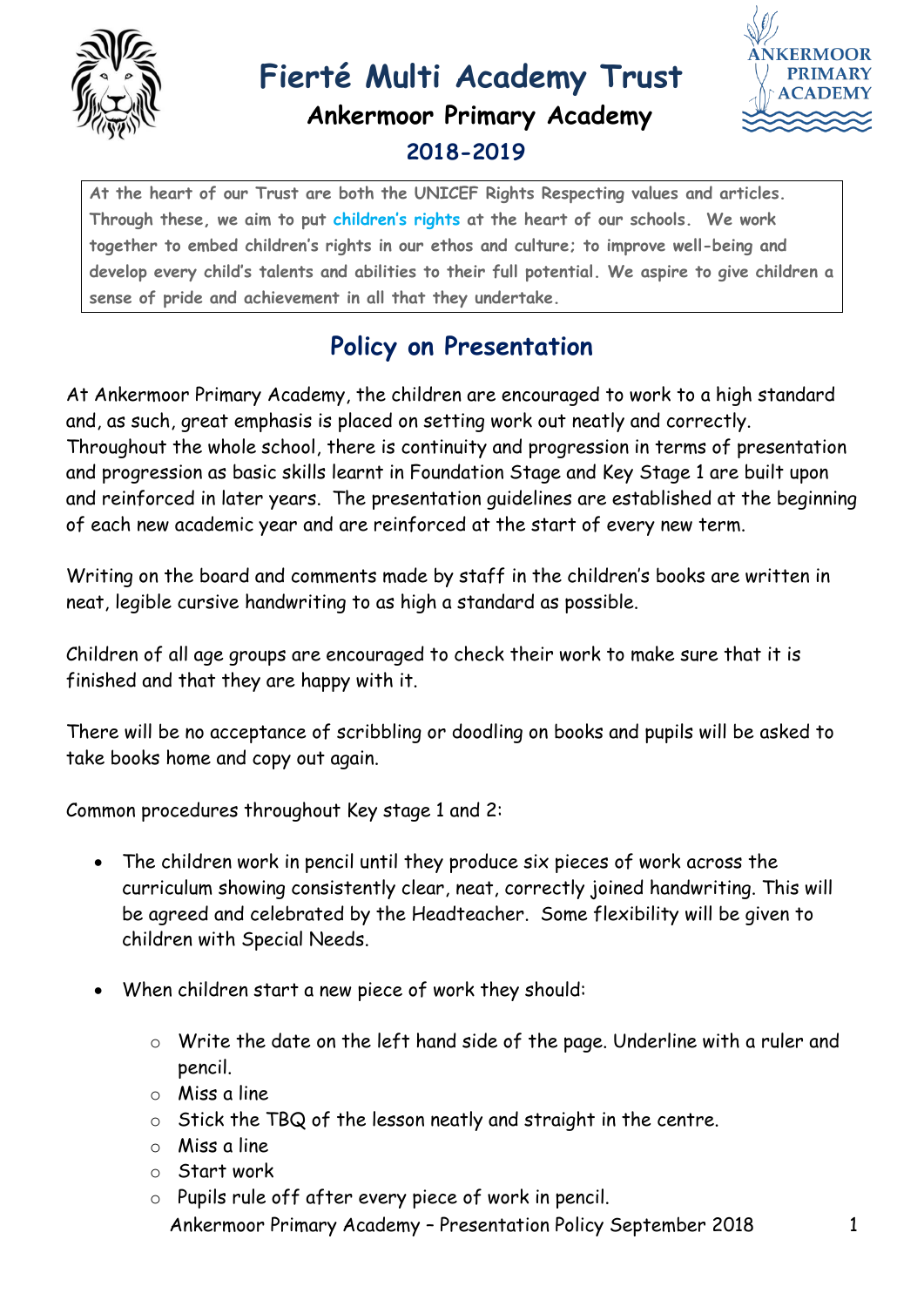# Fierté Multi Academy Trust

## Ankermoor Primary Academy

## 2018-2019

**At the heart of our Trust are both the UNICEF Rights Respecting values and articles. Through these, we aim to put children's rights at the heart of our schools. We work together to embed children's rights in our ethos and culture; to improve well-being and develop every child's talents and abilities to their full potential. We aspire to give children a sense of pride and achievement in all that they undertake.**

## Policy on Presentation

At Ankermoor Primary Academy, the children are encouraged to work to a high standard and, as such, great emphasis is placed on setting work out neatly and correctly. Throughout the whole school, there is continuity and progression in terms of presentation and progression as basic skills learnt in Foundation Stage and Key Stage 1 are built upon and reinforced in later years. The presentation guidelines are established at the beginning of each new academic year and are reinforced at the start of every new term.

Writing on the board and comments made by staff in the children's books are written in neat, legible cursive handwriting to as high a standard as possible.

Children of all age groups are encouraged to check their work to make sure that it is finished and that they are happy with it.

There will be no acceptance of scribbling or doodling on books and pupils will be asked to take books home and copy out again.

Common procedures throughout Key stage 1 and 2:

- The children work in pencil until they produce six pieces of work across the curriculum showing consistently clear, neat, correctly joined handwriting. This will be agreed and celebrated by the Headteacher. Some flexibility will be given to children with Special Needs.
- When children start a new piece of work they should:
  - Write the date on the left hand side of the page. Underline with a ruler and pencil.
  - Miss a line
  - Stick the TBQ of the lesson neatly and straight in the centre.
  - Miss a line
  - Start work
  - Pupils rule off after every piece of work in pencil.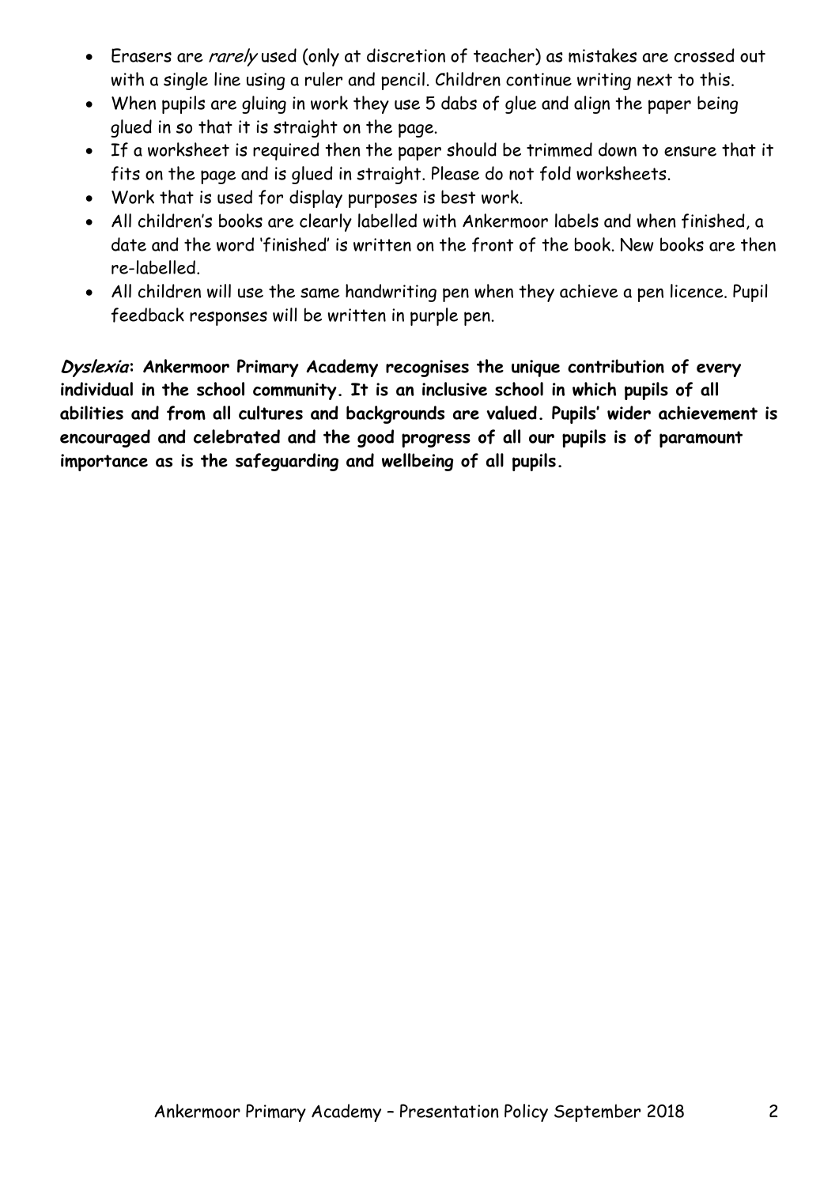- Erasers are *rarely* used (only at discretion of teacher) as mistakes are crossed out with a single line using a ruler and pencil. Children continue writing next to this.
- When pupils are gluing in work they use 5 dabs of glue and align the paper being glued in so that it is straight on the page.
- If a worksheet is required then the paper should be trimmed down to ensure that it fits on the page and is glued in straight. Please do not fold worksheets.
- Work that is used for display purposes is best work.
- All children's books are clearly labelled with Ankermoor labels and when finished, a date and the word 'finished' is written on the front of the book. New books are then re-labelled.
- All children will use the same handwriting pen when they achieve a pen licence. Pupil feedback responses will be written in purple pen.

***Dyslexia*: Ankermoor Primary Academy recognises the unique contribution of every individual in the school community. It is an inclusive school in which pupils of all abilities and from all cultures and backgrounds are valued. Pupils' wider achievement is encouraged and celebrated and the good progress of all our pupils is of paramount importance as is the safeguarding and wellbeing of all pupils.**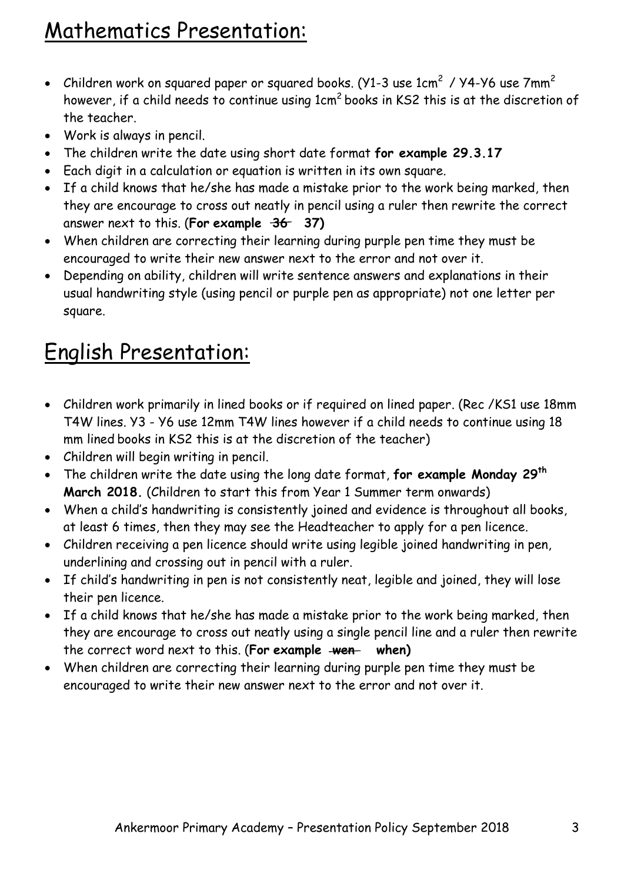## Mathematics Presentation:

- Children work on squared paper or squared books. (Y1-3 use $1cm^2$ / Y4-Y6 use $7mm^2$ however, if a child needs to continue using $1cm^2$ books in KS2 this is at the discretion of the teacher.
- Work is always in pencil.
- The children write the date using short date format **for example 29.3.17**
- Each digit in a calculation or equation is written in its own square.
- If a child knows that he/she has made a mistake prior to the work being marked, then they are encourage to cross out neatly in pencil using a ruler then rewrite the correct answer next to this. (**For example ~~36~~ 37)**
- When children are correcting their learning during purple pen time they must be encouraged to write their new answer next to the error and not over it.
- Depending on ability, children will write sentence answers and explanations in their usual handwriting style (using pencil or purple pen as appropriate) not one letter per square.

## English Presentation:

- Children work primarily in lined books or if required on lined paper. (Rec /KS1 use 18mm T4W lines. Y3 - Y6 use 12mm T4W lines however if a child needs to continue using 18 mm lined books in KS2 this is at the discretion of the teacher)
- Children will begin writing in pencil.
- The children write the date using the long date format, **for example Monday 29th March 2018.** (Children to start this from Year 1 Summer term onwards)
- When a child's handwriting is consistently joined and evidence is throughout all books, at least 6 times, then they may see the Headteacher to apply for a pen licence.
- Children receiving a pen licence should write using legible joined handwriting in pen, underlining and crossing out in pencil with a ruler.
- If child's handwriting in pen is not consistently neat, legible and joined, they will lose their pen licence.
- If a child knows that he/she has made a mistake prior to the work being marked, then they are encourage to cross out neatly using a single pencil line and a ruler then rewrite the correct word next to this. (**For example ~~wen~~ when)**
- When children are correcting their learning during purple pen time they must be encouraged to write their new answer next to the error and not over it.

Ankermoor Primary Academy – Presentation Policy September 2018